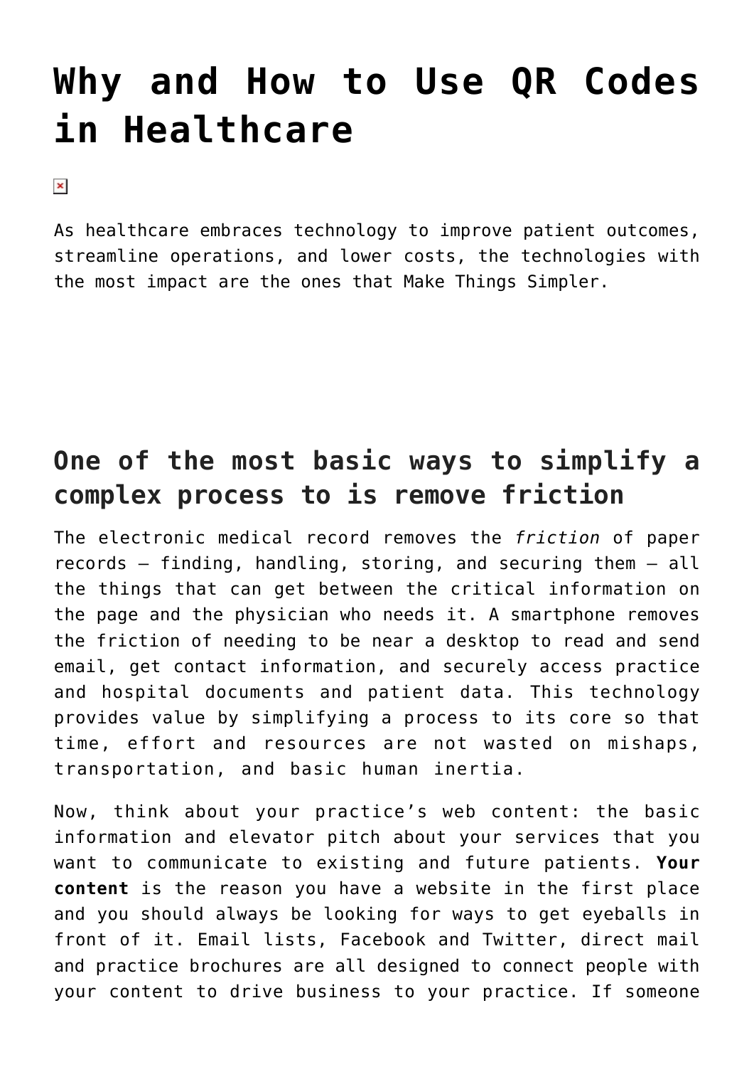# Why and How to Use QR Codes in Healthcare

As healthcare embraces technology to improve patient outcomes, streamline operations, and lower costs, the technologies with the most impact are the ones that Make Things Simpler.

## One of the most basic ways to simplify a complex process to is remove friction

The electronic medical record removes the *friction* of paper records – finding, handling, storing, and securing them – all the things that can get between the critical information on the page and the physician who needs it. A smartphone removes the friction of needing to be near a desktop to read and send email, get contact information, and securely access practice and hospital documents and patient data. This technology provides value by simplifying a process to its core so that time, effort and resources are not wasted on mishaps, transportation, and basic human inertia.

Now, think about your practice's web content: the basic information and elevator pitch about your services that you want to communicate to existing and future patients. **Your content** is the reason you have a website in the first place and you should always be looking for ways to get eyeballs in front of it. Email lists, Facebook and Twitter, direct mail and practice brochures are all designed to connect people with your content to drive business to your practice. If someone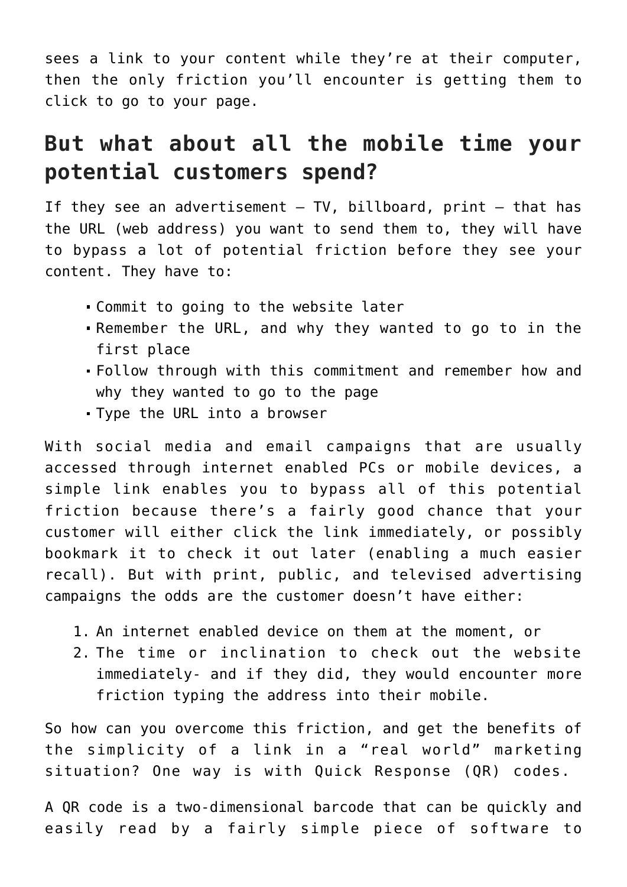sees a link to your content while they're at their computer, then the only friction you'll encounter is getting them to click to go to your page.

## But what about all the mobile time your potential customers spend?

If they see an advertisement – TV, billboard, print – that has the URL (web address) you want to send them to, they will have to bypass a lot of potential friction before they see your content. They have to:

- Commit to going to the website later
- Remember the URL, and why they wanted to go to in the first place
- Follow through with this commitment and remember how and why they wanted to go to the page
- Type the URL into a browser

With social media and email campaigns that are usually accessed through internet enabled PCs or mobile devices, a simple link enables you to bypass all of this potential friction because there's a fairly good chance that your customer will either click the link immediately, or possibly bookmark it to check it out later (enabling a much easier recall). But with print, public, and televised advertising campaigns the odds are the customer doesn't have either:

1. An internet enabled device on them at the moment, or
2. The time or inclination to check out the website immediately- and if they did, they would encounter more friction typing the address into their mobile.

So how can you overcome this friction, and get the benefits of the simplicity of a link in a "real world" marketing situation? One way is with Quick Response (QR) codes.

A QR code is a two-dimensional barcode that can be quickly and easily read by a fairly simple piece of software to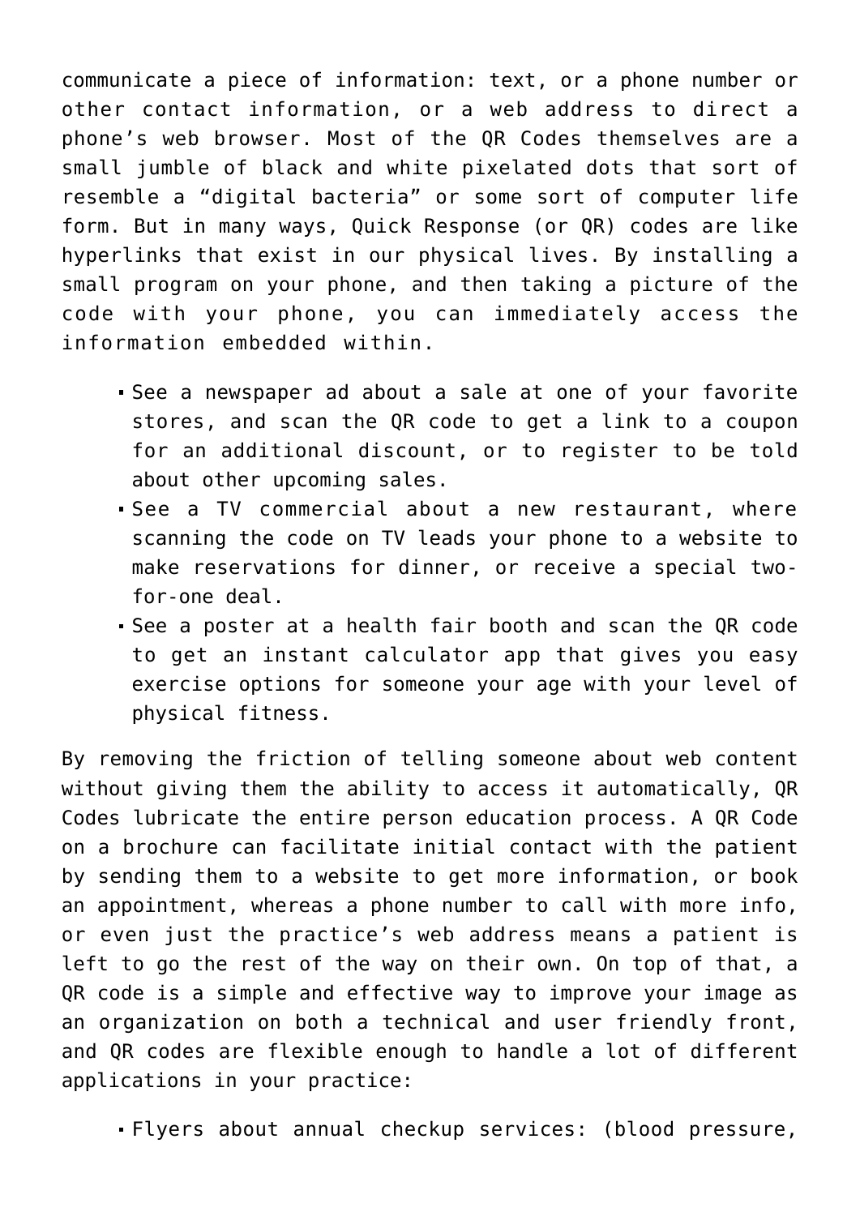communicate a piece of information: text, or a phone number or other contact information, or a web address to direct a phone's web browser. Most of the QR Codes themselves are a small jumble of black and white pixelated dots that sort of resemble a "digital bacteria" or some sort of computer life form. But in many ways, Quick Response (or QR) codes are like hyperlinks that exist in our physical lives. By installing a small program on your phone, and then taking a picture of the code with your phone, you can immediately access the information embedded within.

- See a newspaper ad about a sale at one of your favorite stores, and scan the QR code to get a link to a coupon for an additional discount, or to register to be told about other upcoming sales.
- See a TV commercial about a new restaurant, where scanning the code on TV leads your phone to a website to make reservations for dinner, or receive a special two-for-one deal.
- See a poster at a health fair booth and scan the QR code to get an instant calculator app that gives you easy exercise options for someone your age with your level of physical fitness.

By removing the friction of telling someone about web content without giving them the ability to access it automatically, QR Codes lubricate the entire person education process. A QR Code on a brochure can facilitate initial contact with the patient by sending them to a website to get more information, or book an appointment, whereas a phone number to call with more info, or even just the practice's web address means a patient is left to go the rest of the way on their own. On top of that, a QR code is a simple and effective way to improve your image as an organization on both a technical and user friendly front, and QR codes are flexible enough to handle a lot of different applications in your practice:

- Flyers about annual checkup services: (blood pressure,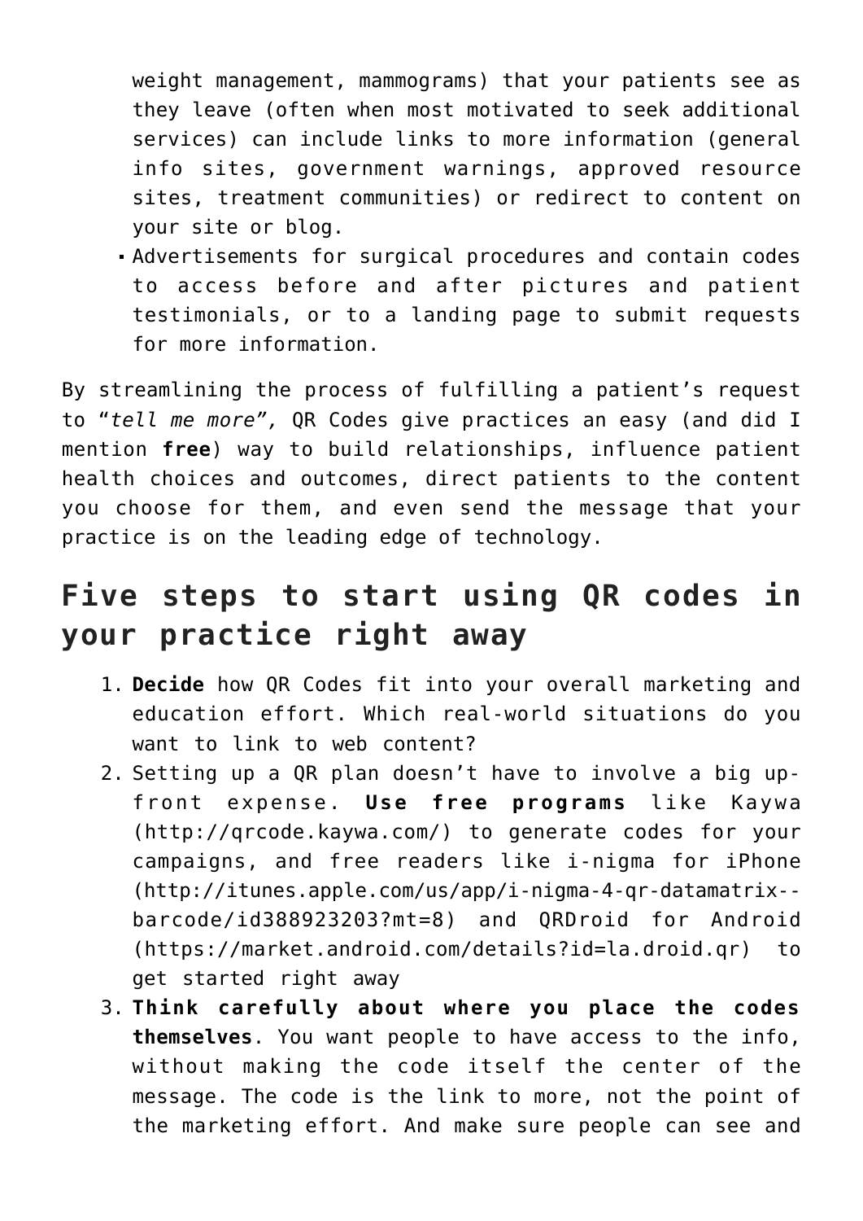weight management, mammograms) that your patients see as they leave (often when most motivated to seek additional services) can include links to more information (general info sites, government warnings, approved resource sites, treatment communities) or redirect to content on your site or blog.

- Advertisements for surgical procedures and contain codes to access before and after pictures and patient testimonials, or to a landing page to submit requests for more information.

By streamlining the process of fulfilling a patient's request to "*tell me more",* QR Codes give practices an easy (and did I mention **free**) way to build relationships, influence patient health choices and outcomes, direct patients to the content you choose for them, and even send the message that your practice is on the leading edge of technology.

## Five steps to start using QR codes in your practice right away

1. **Decide** how QR Codes fit into your overall marketing and education effort. Which real-world situations do you want to link to web content?
2. Setting up a QR plan doesn't have to involve a big up-front expense. **Use free programs** like Kaywa (http://qrcode.kaywa.com/) to generate codes for your campaigns, and free readers like i-nigma for iPhone (http://itunes.apple.com/us/app/i-nigma-4-qr-datamatrix--barcode/id388923203?mt=8) and QRDroid for Android (https://market.android.com/details?id=la.droid.qr) to get started right away
3. **Think carefully about where you place the codes themselves**. You want people to have access to the info, without making the code itself the center of the message. The code is the link to more, not the point of the marketing effort. And make sure people can see and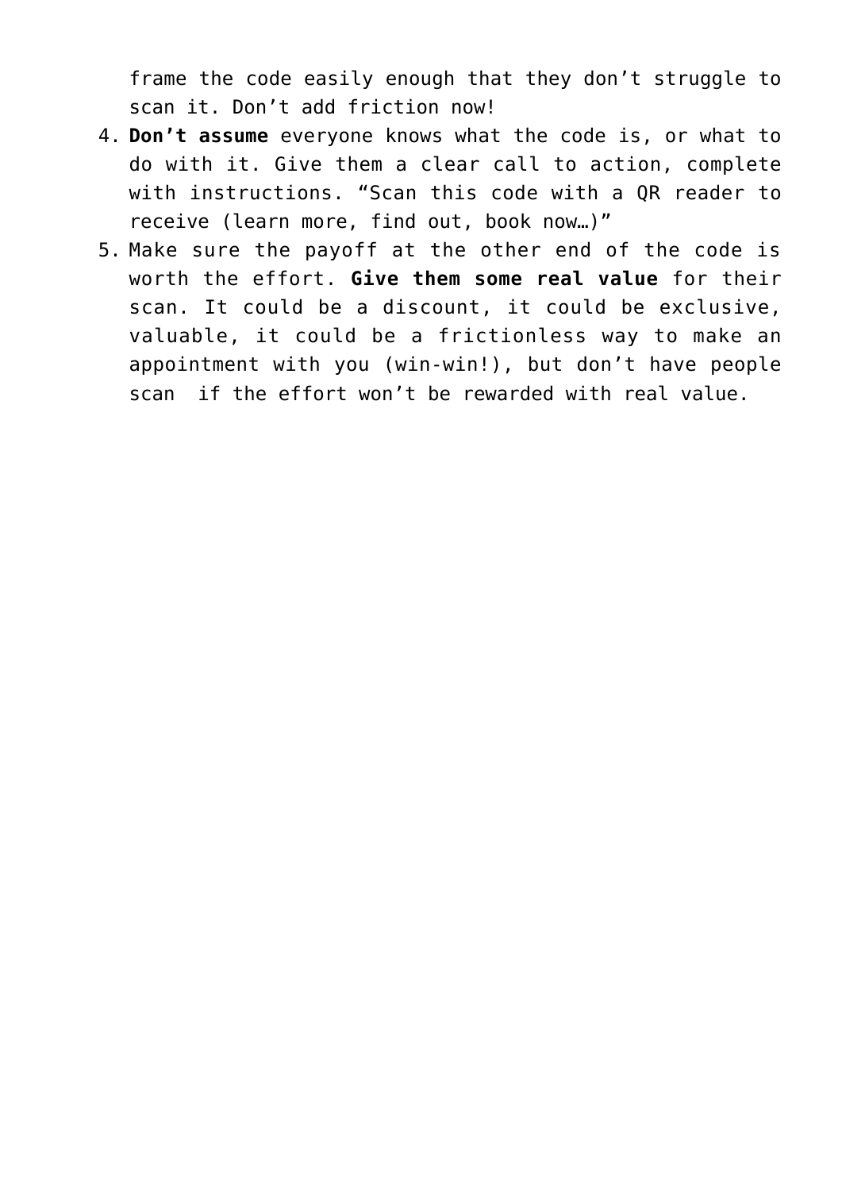frame the code easily enough that they don't struggle to scan it. Don't add friction now!

4. **Don't assume** everyone knows what the code is, or what to do with it. Give them a clear call to action, complete with instructions. "Scan this code with a QR reader to receive (learn more, find out, book now…)"
5. Make sure the payoff at the other end of the code is worth the effort. **Give them some real value** for their scan. It could be a discount, it could be exclusive, valuable, it could be a frictionless way to make an appointment with you (win-win!), but don't have people scan  if the effort won't be rewarded with real value.